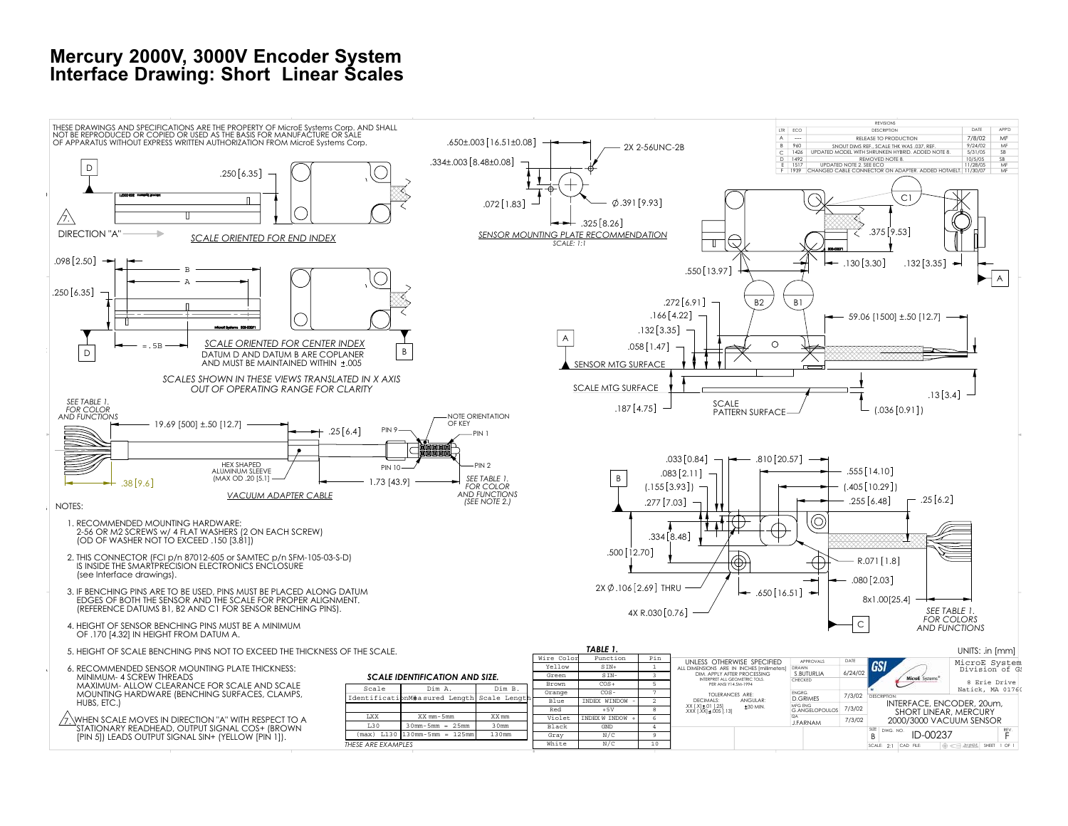# Mercury 2000V, 3000V Encoder System
# Interface Drawing: Short Linear Scales

THESE DRAWINGS AND SPECIFICATIONS ARE THE PROPERTY OF MicroE Systems Corp. AND SHALL NOT BE REPRODUCED OR COPIED OR USED AS THE BASIS FOR MANUFACTURE OR SALE OF APPARATUS WITHOUT EXPRESS WRITTEN AUTHORIZATION FROM MicroE Systems Corp.

| LTR | ECO | DESCRIPTION | DATE | APP'D |
|---|---|---|---|---|
| A | --- | RELEASE TO PRODUCTION | 7/8/02 | MF |
| B | 960 | SNOUT DIMS REF., SCALE THK WAS .037, REF. | 9/24/02 | MF |
| C | 1426 | UPDATED MODEL WITH SHRUNKEN HYBRID. ADDED NOTE 8. | 5/31/05 | SB |
| D | 1492 | REMOVED NOTE 8. | 10/5/05 | SB |
| E | 1517 | UPDATED NOTE 2. SEE ECO | 11/28/05 | MF |
| F | 1939 | CHANGED CABLE CONNECTOR ON ADAPTER. ADDED HOTMELT. | 11/30/07 | MF |

DIRECTION "A"

*SCALE ORIENTED FOR END INDEX*

*SCALE ORIENTED FOR CENTER INDEX*

DATUM D AND DATUM B ARE COPLANER AND MUST BE MAINTAINED WITHIN ±.005

*SCALES SHOWN IN THESE VIEWS TRANSLATED IN X AXIS OUT OF OPERATING RANGE FOR CLARITY*

*SENSOR MOUNTING PLATE RECOMMENDATION*
*SCALE: 1:1*

2X 2-56UNC-2B

SENSOR MTG SURFACE

SCALE MTG SURFACE

SCALE PATTERN SURFACE

*SEE TABLE 1. FOR COLOR AND FUNCTIONS*

HEX SHAPED ALUMINUM SLEEVE (MAX OD .20 [5.1])

NOTE ORIENTATION OF KEY

*VACUUM ADAPTER CABLE*

*SEE TABLE 1. FOR COLOR AND FUNCTIONS (SEE NOTE 2.)*

2X Ø .106 [2.69] THRU

4X R.030 [0.76]

NOTES:

1. RECOMMENDED MOUNTING HARDWARE: 2-56 OR M2 SCREWS w/ 4 FLAT WASHERS (2 ON EACH SCREW) (OD OF WASHER NOT TO EXCEED .150 [3.81])
2. THIS CONNECTOR (FCI p/n 87012-605 or SAMTEC p/n SFM-105-03-S-D) IS INSIDE THE SMARTPRECISION ELECTRONICS ENCLOSURE (see Interface drawings).
3. IF BENCHING PINS ARE TO BE USED, PINS MUST BE PLACED ALONG DATUM EDGES OF BOTH THE SENSOR AND THE SCALE FOR PROPER ALIGNMENT. (REFERENCE DATUMS B1, B2 AND C1 FOR SENSOR BENCHING PINS).
4. HEIGHT OF SENSOR BENCHING PINS MUST BE A MINIMUM OF .170 [4.32] IN HEIGHT FROM DATUM A.
5. HEIGHT OF SCALE BENCHING PINS NOT TO EXCEED THE THICKNESS OF THE SCALE.
6. RECOMMENDED SENSOR MOUNTING PLATE THICKNESS: MINIMUM- 4 SCREW THREADS MAXIMUM- ALLOW CLEARANCE FOR SCALE AND SCALE MOUNTING HARDWARE (BENCHING SURFACES, CLAMPS, HUBS, ETC.)
7. WHEN SCALE MOVES IN DIRECTION "A" WITH RESPECT TO A STATIONARY READHEAD, OUTPUT SIGNAL COS+ (BROWN [PIN 5]) LEADS OUTPUT SIGNAL SIN+ (YELLOW [PIN 1]).

**SCALE IDENTIFICATION AND SIZE.**

| Scale Identification | Dim A. Measured Length | Dim B. Scale Length |
|---|---|---|
| LXX | XX mm-5mm | XX mm |
| L30 | 30mm-5mm = 25mm | 30mm |
| (max) L130 | 130mm-5mm = 125mm | 130mm |

*THESE ARE EXAMPLES*

**TABLE 1.**

| Wire Color | Function | Pin |
|---|---|---|
| Yellow | SIN+ | 1 |
| Green | SIN- | 3 |
| Brown | COS+ | 5 |
| Orange | COS- | 7 |
| Blue | INDEX WINDOW - | 2 |
| Red | +5V | 8 |
| Violet | INDEX WINDOW + | 6 |
| Black | GND | 4 |
| Gray | N/C | 9 |
| White | N/C | 10 |

UNLESS OTHERWISE SPECIFIED ALL DIMENSIONS ARE IN INCHES [millimeters] DIM. APPLY AFTER PROCESSING INTERPRET ALL GEOMETRIC TOLS. PER ANSI Y14.5M-1994

TOLERANCES ARE: DECIMALS: XX [.X] ±.01 [.25] .XXX [.XX] ±.005 [.13] ANGULAR: ±30 MIN.

| APPROVALS | | DATE |
|---|---|---|
| DRAWN | S.BUTURLIA | 6/24/02 |
| CHECKED | | |
| ENGRG | D.GRIMES | 7/3/02 |
| MFG ENG | G.ANGELOPOULOS | 7/3/02 |
| QA | J.FARNAM | 7/3/02 |

MicroE Systems Division of GSI, 8 Erie Drive Natick, MA 01760

DESCRIPTION: INTERFACE, ENCODER, 20um, SHORT LINEAR, MERCURY 2000/3000 VACUUM SENSOR

SIZE: B DWG. NO. ID-00237 REV. F

SCALE 2:1 SHEET 1 OF 1

UNITS: .in [mm]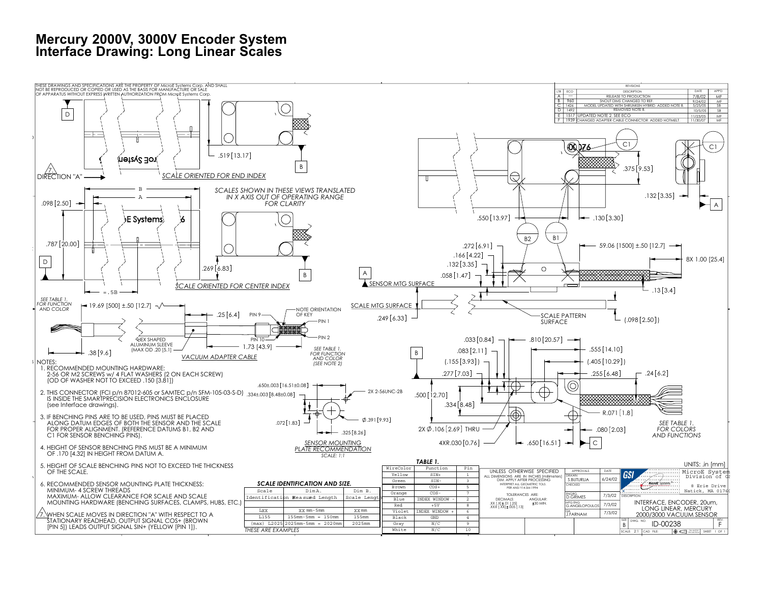# Mercury 2000V, 3000V Encoder System Interface Drawing: Long Linear Scales

THESE DRAWINGS AND SPECIFICATIONS ARE THE PROPERTY OF MicroE Systems Corp. AND SHALL NOT BE REPRODUCED OR COPIED OR USED AS THE BASIS FOR MANUFACTURE OR SALE OF APPARATUS WITHOUT EXPRESS WRITTEN AUTHORIZATION FROM MicroE Systems Corp.

| LTR | ECO | DESCRIPTION | DATE | APP'D |
|---|---|---|---|---|
| A | --- | RELEASE TO PRODUCTION | 7/8/02 | MF |
| B | 960 | SNOUT DIMS CHANGED TO REF. | 9/24/02 | MF |
| C | 1426 | MODEL UPDATED WITH SHRUNKEN HYBRID. ADDED NOTE 8. | 5/25/05 | SB |
| D | 1492 | REMOVED NOTE 8. | 10/5/05 | SB |
| E | 1517 | UPDATED NOTE 2. SEE ECO | 11/23/05 | MF |
| F | 1939 | CHANGED ADAPTER CABLE CONNECTOR. ADDED HOTMELT. | 11/30/07 | MF |

DIRECTION "A" — SCALE ORIENTED FOR END INDEX — .519 [13.17]

SCALES SHOWN IN THESE VIEWS TRANSLATED IN X AXIS OUT OF OPERATING RANGE FOR CLARITY

.098 [2.50] — .787 [20.00] — .269 [6.83] — =.5B — SCALE ORIENTED FOR CENTER INDEX

SEE TABLE 1. FOR FUNCTION AND COLOR — 19.69 [500] ±.50 [12.7] — .25 [6.4] — .38 [9.6] — HEX SHAPED ALUMINUM SLEEVE (MAX OD .20 [5.1]) — 1.73 [43.9] — PIN 9 — PIN 10 — PIN 1 — PIN 2 — NOTE ORIENTATION OF KEY — SEE TABLE 1. FOR FUNCTION AND COLOR (SEE NOTE 2)

VACUUM ADAPTER CABLE

SENSOR MTG SURFACE — SCALE MTG SURFACE — SCALE PATTERN SURFACE — .375 [9.53] — .132 [3.35] — .550 [13.97] — .130 [3.30] — .272 [6.91] — .166 [4.22] — .132 [3.35] — .058 [1.47] — 59.06 [1500] ±.50 [12.7] — 8X 1.00 [25.4] — .13 [3.4] — .249 [6.33] — (.098 [2.50])

.033 [0.84] — .810 [20.57] — .083 [2.11] — .555 [14.10] — (.155 [3.93]) — (.405 [10.29]) — .277 [7.03] — .255 [6.48] — .24 [6.2] — .500 [12.70] — .334 [8.48] — R.071 [1.8] — 2X ∅.106 [2.69] THRU — .080 [2.03] — 4X R.030 [0.76] — .650 [16.51] — SEE TABLE 1. FOR COLORS AND FUNCTIONS

.650±.003 [16.51±0.08] — .334±.003 [8.48±0.08] — 2X 2-56UNC-2B — ∅.391 [9.93] — .072 [1.83] — .325 [8.26]

SENSOR MOUNTING PLATE RECOMMENDATION
SCALE: 1:1

NOTES:

1. RECOMMENDED MOUNTING HARDWARE: 2-56 OR M2 SCREWS w/ 4 FLAT WASHERS (2 ON EACH SCREW) (OD OF WASHER NOT TO EXCEED .150 [3.81])
2. THIS CONNECTOR (FCI p/n 87012-605 or SAMTEC p/n SFM-105-03-S-D) IS INSIDE THE SMARTPRECISION ELECTRONICS ENCLOSURE (see Interface drawings).
3. IF BENCHING PINS ARE TO BE USED, PINS MUST BE PLACED ALONG DATUM EDGES OF BOTH THE SENSOR AND THE SCALE FOR PROPER ALIGNMENT. (REFERENCE DATUMS B1, B2 AND C1 FOR SENSOR BENCHING PINS).
4. HEIGHT OF SENSOR BENCHING PINS MUST BE A MINIMUM OF .170 [4.32] IN HEIGHT FROM DATUM A.
5. HEIGHT OF SCALE BENCHING PINS NOT TO EXCEED THE THICKNESS OF THE SCALE.
6. RECOMMENDED SENSOR MOUNTING PLATE THICKNESS: MINIMUM- 4 SCREW THREADS MAXIMUM- ALLOW CLEARANCE FOR SCALE AND SCALE MOUNTING HARDWARE (BENCHING SURFACES, CLAMPS, HUBS, ETC.)
7. WHEN SCALE MOVES IN DIRECTION "A" WITH RESPECT TO A STATIONARY READHEAD, OUTPUT SIGNAL COS+ (BROWN [PIN 5]) LEADS OUTPUT SIGNAL SIN+ (YELLOW [PIN 1]).

**SCALE IDENTIFICATION AND SIZE.**

| Scale Identification | Dim A. Measured Length | Dim B. Scale Length |
|---|---|---|
| LXX | XX mm-5mm | XX mm |
| L155 | 155mm-5mm = 150mm | 155mm |
| (max) L2025 | 2025mm-5mm = 2020mm | 2025mm |

*THESE ARE EXAMPLES*

**TABLE 1.**

| WireColor | Function | Pin |
|---|---|---|
| Yellow | SIN+ | 1 |
| Green | SIN- | 3 |
| Brown | COS+ | 5 |
| Orange | COS- | 7 |
| Blue | INDEX WINDOW - | 2 |
| Red | +5V | 8 |
| Violet | INDEX WINDOW + | 6 |
| Black | GND | 4 |
| Gray | N/C | 9 |
| White | N/C | 10 |

UNLESS OTHERWISE SPECIFIED ALL DIMENSIONS ARE IN INCHES [millimeters] DIM. APPLY AFTER PROCESSING. INTERPRET ALL GEOMETRIC TOLS. PER ANSI Y14.5M-1994

TOLERANCES ARE: DECIMALS: .XX [.X] ± .01 [.25] .XXX [.XX] ± .005 [.13] ANGULAR: ±30 MIN.

| APPROVALS | | DATE |
|---|---|---|
| DRAWN | S.BUTURLIA | 6/24/02 |
| CHECKED | | |
| ENGRG | D.GRIMES | 7/3/02 |
| MFG ENG | G.ANGELOPOULOS | 7/3/02 |
| QA | J.FARNAM | 7/3/02 |

UNITS: .in [mm]

MicroE Systems, Division of GSI, 8 Erie Drive, Natick, MA 01760

DESCRIPTION: INTERFACE, ENCODER, 20um, LONG LINEAR, MERCURY 2000/3000 VACUUM SENSOR

SIZE: B — DWG. NO. ID-00238 — REV. F — SCALE: 2:1 — SHEET 1 OF 1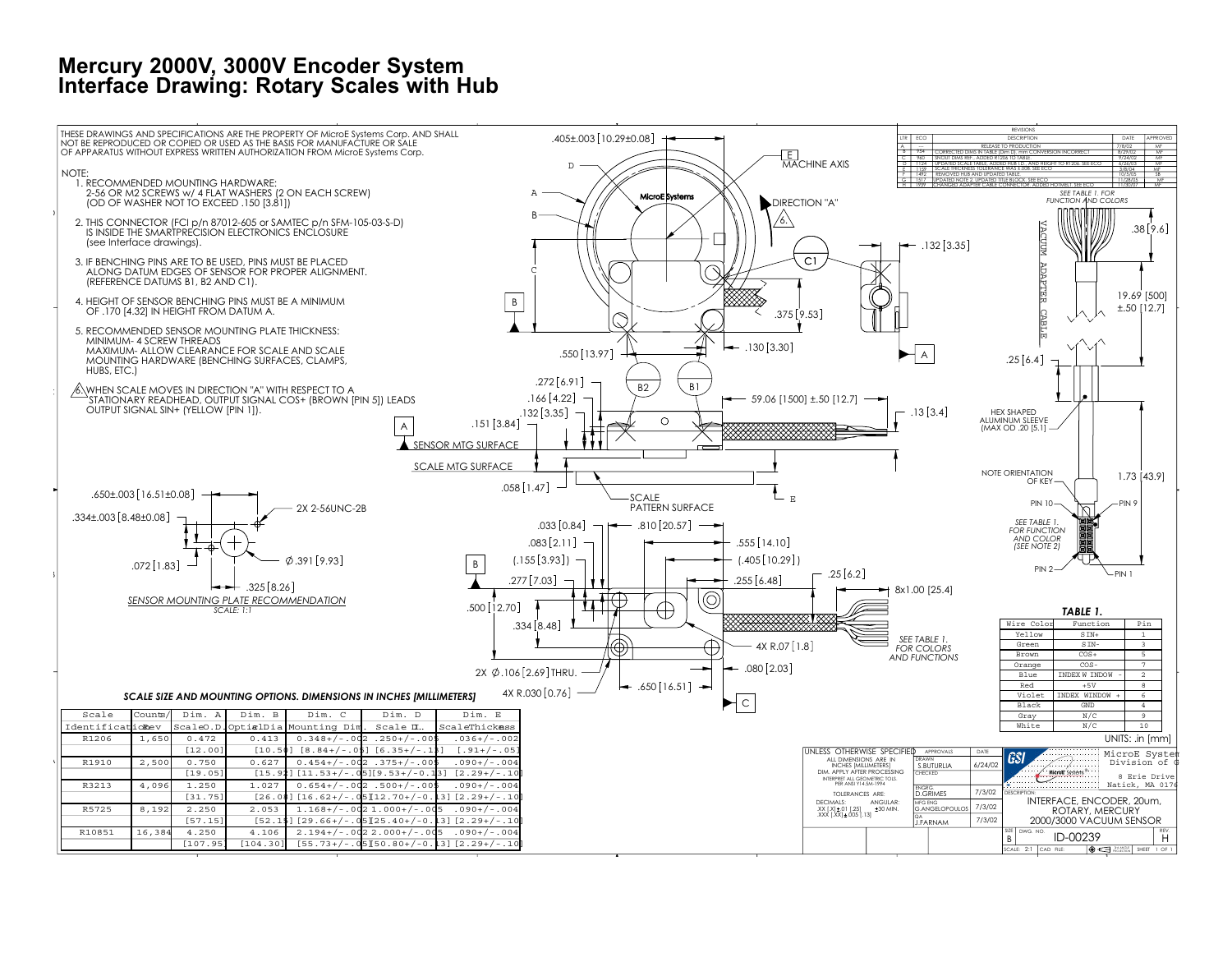# Mercury 2000V, 3000V Encoder System Interface Drawing: Rotary Scales with Hub

THESE DRAWINGS AND SPECIFICATIONS ARE THE PROPERTY OF MicroE Systems Corp. AND SHALL NOT BE REPRODUCED OR COPIED OR USED AS THE BASIS FOR MANUFACTURE OR SALE OF APPARATUS WITHOUT EXPRESS WRITTEN AUTHORIZATION FROM MicroE Systems Corp.

NOTE:

1. RECOMMENDED MOUNTING HARDWARE: 2-56 OR M2 SCREWS w/ 4 FLAT WASHERS (2 ON EACH SCREW) (OD OF WASHER NOT TO EXCEED .150 [3.81])
2. THIS CONNECTOR (FCI p/n 87012-605 or SAMTEC p/n SFM-105-03-S-D) IS INSIDE THE SMARTPRECISION ELECTRONICS ENCLOSURE (see Interface drawings).
3. IF BENCHING PINS ARE TO BE USED, PINS MUST BE PLACED ALONG DATUM EDGES OF SENSOR FOR PROPER ALIGNMENT. (REFERENCE DATUMS B1, B2 AND C1).
4. HEIGHT OF SENSOR BENCHING PINS MUST BE A MINIMUM OF .170 [4.32] IN HEIGHT FROM DATUM A.
5. RECOMMENDED SENSOR MOUNTING PLATE THICKNESS: MINIMUM- 4 SCREW THREADS MAXIMUM- ALLOW CLEARANCE FOR SCALE AND SCALE MOUNTING HARDWARE (BENCHING SURFACES, CLAMPS, HUBS, ETC.)
6. WHEN SCALE MOVES IN DIRECTION "A" WITH RESPECT TO A STATIONARY READHEAD, OUTPUT SIGNAL COS+ (BROWN [PIN 5]) LEADS OUTPUT SIGNAL SIN+ (YELLOW [PIN 1]).

*SENSOR MOUNTING PLATE RECOMMENDATION*
*SCALE: 1:1*

### *SCALE SIZE AND MOUNTING OPTIONS. DIMENSIONS IN INCHES [MILLIMETERS]*

| Scale Identification | Counts/Rev | Dim. A Scale O.D. | Dim. B Optical Dia. | Dim. C Mounting Dim. | Dim. D Scale I.D. | Dim. E Scale Thickness |
|---|---|---|---|---|---|---|
| R1206 | 1,650 | 0.472 [12.00] | 0.413 [10.50] | 0.348+/-.002 [8.84+/-.05] | .250+/-.005 [6.35+/-.13] | .036+/-.002 [.91+/-.05] |
| R1910 | 2,500 | 0.750 [19.05] | 0.627 [15.93] | 0.454+/-.002 [11.53+/-.05] | .375+/-.005 [9.53+/-0.13] | .090+/-.004 [2.29+/-.10] |
| R3213 | 4,096 | 1.250 [31.75] | 1.027 [26.08] | 0.654+/-.002 [16.62+/-.05] | .500+/-.005 [12.70+/-0.13] | .090+/-.004 [2.29+/-.10] |
| R5725 | 8,192 | 2.250 [57.15] | 2.053 [52.15] | 1.168+/-.002 [29.66+/-.05] | 1.000+/-.005 [25.40+/-0.13] | .090+/-.004 [2.29+/-.10] |
| R10851 | 16,384 | 4.250 [107.95] | 4.106 [104.30] | 2.194+/-.002 [55.73+/-.05] | 2.000+/-.005 [50.80+/-0.13] | .090+/-.004 [2.29+/-.10] |

### TABLE 1.

| Wire Color | Function | Pin |
|---|---|---|
| Yellow | SIN+ | 1 |
| Green | SIN- | 3 |
| Brown | COS+ | 5 |
| Orange | COS- | 7 |
| Blue | INDEX WINDOW - | 2 |
| Red | +5V | 8 |
| Violet | INDEX WINDOW + | 6 |
| Black | GND | 4 |
| Gray | N/C | 9 |
| White | N/C | 10 |

UNITS: .in [mm]

### REVISIONS

| LTR | ECO | DESCRIPTION | DATE | APPROVED |
|---|---|---|---|---|
| A | --- | RELEASE TO PRODUCTION | 7/8/02 | MF |
| B | 954 | CORRECTED DIMS IN TABLE (Dim D), mm CONVERSION INCORRECT | 8/29/02 | MF |
| C | 960 | SHOWED DIMS REF., ADDED R1206 TO TABLE | 9/24/02 | MF |
| D | 1124 | UPDATED SCALE TABLE, ADDED HUB I.D., AND HEIGHT TO R1206. SEE ECO | 6/26/03 | MF |
| E | 1169 | SCALE THICKNESS TOLERANCE WAS ±.008. SEE ECO | 3/8/04 | MF |
| F | 1492 | REMOVED HUB AND UPDATED TABLE | 10/5/05 | SB |
| G | 1517 | UPDATED NOTE 2. UPDATED TITLE BLOCK. SEE ECO | 11/28/05 | MF |
| H | 1939 | CHANGED ADAPTER CABLE CONNECTOR. ADDED HOTMELT. SEE ECO | 11/30/07 | MF |

UNLESS OTHERWISE SPECIFIED: ALL DIMENSIONS ARE IN INCHES [MILLIMETERS]. DIM. APPLY AFTER PROCESSING. INTERPRET ALL GEOMETRIC TOLS. PER ANSI Y14.5M-1994. TOLERANCES ARE: DECIMALS: .XX [.X] ±.01 [.25], .XXX [.XX] ±.005 [.13]; ANGULAR: ±30 MIN.

| APPROVALS | | DATE |
|---|---|---|
| DRAWN | S.BUTURLIA | 6/24/02 |
| CHECKED | | |
| ENGRG | D.GRIMES | 7/3/02 |
| MFG ENG | G.ANGELOPOULOS | 7/3/02 |
| Q.A. | J.FARNAM | 7/3/02 |

MicroE Systems, Division of GSI, 8 Erie Drive, Natick, MA 0176

DESCRIPTION: INTERFACE, ENCODER, 20um, ROTARY, MERCURY 2000/3000 VACUUM SENSOR

SIZE: B DWG. NO.: ID-00239 REV.: H

SCALE: 2:1 SHEET 1 OF 1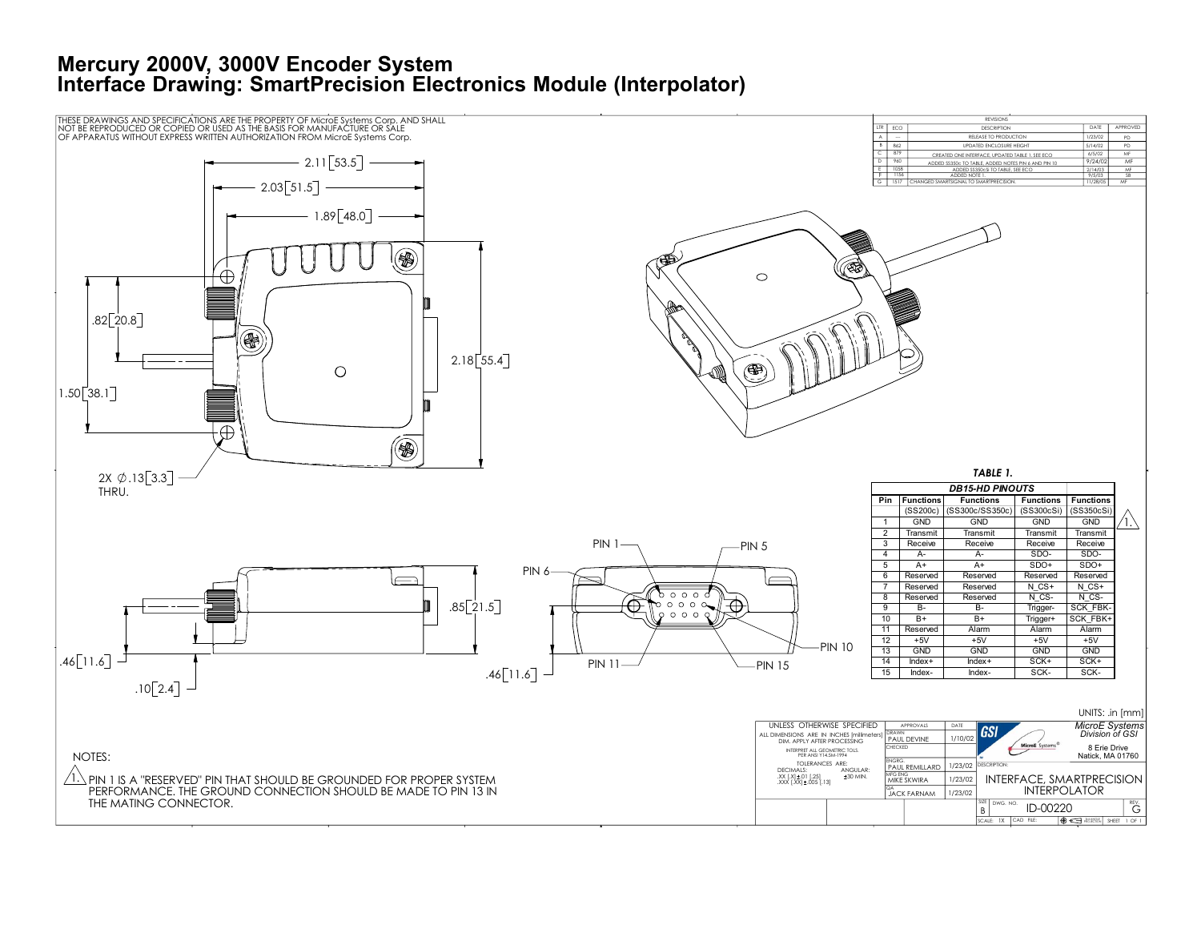# Mercury 2000V, 3000V Encoder System
# Interface Drawing: SmartPrecision Electronics Module (Interpolator)

THESE DRAWINGS AND SPECIFICATIONS ARE THE PROPERTY OF MicroE Systems Corp. AND SHALL NOT BE REPRODUCED OR COPIED OR USED AS THE BASIS FOR MANUFACTURE OR SALE OF APPARATUS WITHOUT EXPRESS WRITTEN AUTHORIZATION FROM MicroE Systems Corp.

| REVISIONS | | | | |
|---|---|---|---|---|
| LTR | ECO | DESCRIPTION | DATE | APPROVED |
| A | — | RELEASE TO PRODUCTION | 1/23/02 | PD |
| B | 862 | UPDATED ENCLOSURE HEIGHT | 5/14/02 | PD |
| C | 879 | CREATED ONE INTERFACE, UPDATED TABLE 1, SEE ECO | 6/5/02 | MF |
| D | 960 | ADDED SS350c TO TABLE, ADDED NOTES PIN 6 AND PIN 10 | 9/24/02 | MF |
| E | 1058 | ADDED SS350cSi TO TABLE, SEE ECO | 2/14/03 | MF |
| F | 1156 | ADDED NOTE 1. | 9/5/03 | SB |
| G | 1517 | CHANGED SMARTSIGNAL TO SMARTPRECISION. | 11/28/05 | MF |

2.11 [53.5]
2.03 [51.5]
1.89 [48.0]
.82 [20.8]
2.18 [55.4]
1.50 [38.1]
2X ∅.13 [3.3] THRU.
.85 [21.5]
.46 [11.6]
.10 [2.4]
.46 [11.6]

PIN 1
PIN 5
PIN 6
PIN 10
PIN 11
PIN 15

*TABLE 1.*

| *DB15-HD PINOUTS* | | | | |
|---|---|---|---|---|
| Pin | Functions (SS200c) | Functions (SS300c/SS350c) | Functions (SS300cSi) | Functions (SS350cSi) |
| 1 | GND | GND | GND | GND ⚠1. |
| 2 | Transmit | Transmit | Transmit | Transmit |
| 3 | Receive | Receive | Receive | Receive |
| 4 | A- | A- | SDO- | SDO- |
| 5 | A+ | A+ | SDO+ | SDO+ |
| 6 | Reserved | Reserved | Reserved | Reserved |
| 7 | Reserved | Reserved | N_CS+ | N_CS+ |
| 8 | Reserved | Reserved | N_CS- | N_CS- |
| 9 | B- | B- | Trigger- | SCK_FBK- |
| 10 | B+ | B+ | Trigger+ | SCK_FBK+ |
| 11 | Reserved | Alarm | Alarm | Alarm |
| 12 | +5V | +5V | +5V | +5V |
| 13 | GND | GND | GND | GND |
| 14 | Index+ | Index+ | SCK+ | SCK+ |
| 15 | Index- | Index- | SCK- | SCK- |

UNITS: .in [mm]

NOTES:

1. PIN 1 IS A "RESERVED" PIN THAT SHOULD BE GROUNDED FOR PROPER SYSTEM PERFORMANCE. THE GROUND CONNECTION SHOULD BE MADE TO PIN 13 IN THE MATING CONNECTOR.

UNLESS OTHERWISE SPECIFIED
ALL DIMENSIONS ARE IN INCHES [millimeters]
DIM. APPLY AFTER PROCESSING
INTERPRET ALL GEOMETRIC TOLS. PER ANSI Y14.5M-1994
TOLERANCES ARE:
DECIMALS: .XX [.X] ±.01 [.25] .XXX [.XX] ±.005 [.13]
ANGULAR: ±30 MIN.

| APPROVALS | DATE |
|---|---|
| DRAWN PAUL DEVINE | 1/10/02 |
| CHECKED | |
| ENGRG. PAUL REMILLARD | 1/23/02 |
| MFG ENG MIKE SKWIRA | 1/23/02 |
| QA JACK FARNAM | 1/23/02 |

MicroE Systems
Division of GSI
8 Erie Drive
Natick, MA 01760

DESCRIPTION: INTERFACE, SMARTPRECISION INTERPOLATOR

SIZE B | DWG. NO. ID-00220 | REV. G
SCALE: 1X | CAD FILE: | SHEET 1 OF 1